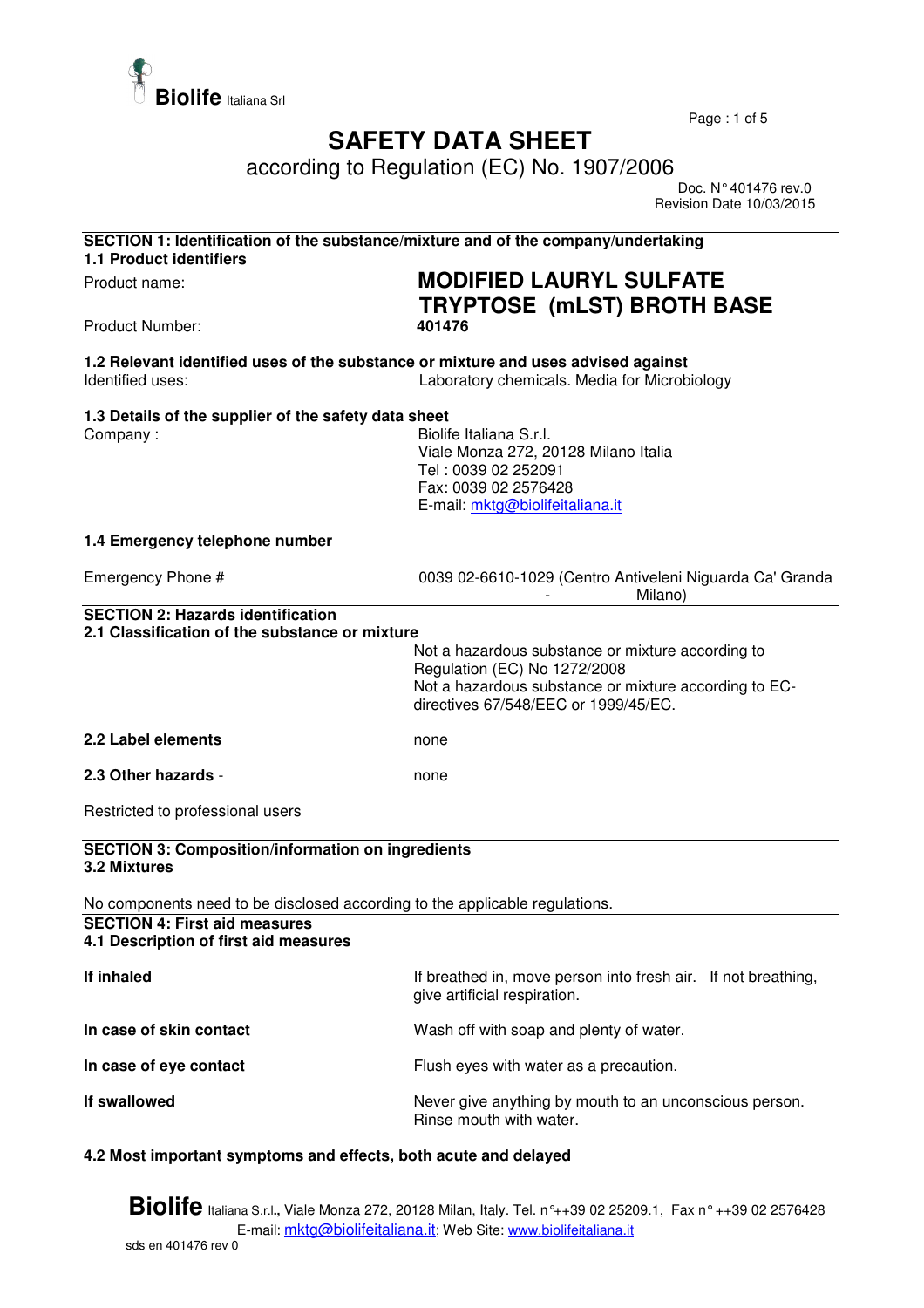Biolife Italiana Srl

# SAFETY DATA SHEET

according to Regulation (EC) No. 1907/2006

Doc. N° 401476 rev.0
Revision Date 10/03/2015

## SECTION 1: Identification of the substance/mixture and of the company/undertaking

### 1.1 Product identifiers

| | |
|---|---|
| Product name: | **MODIFIED LAURYL SULFATE TRYPTOSE (mLST) BROTH BASE** |
| Product Number: | **401476** |

### 1.2 Relevant identified uses of the substance or mixture and uses advised against

| | |
|---|---|
| Identified uses: | Laboratory chemicals. Media for Microbiology |

### 1.3 Details of the supplier of the safety data sheet

| | |
|---|---|
| Company : | Biolife Italiana S.r.l.<br>Viale Monza 272, 20128 Milano Italia<br>Tel : 0039 02 252091<br>Fax: 0039 02 2576428<br>E-mail: mktg@biolifeitaliana.it |

### 1.4 Emergency telephone number

| | |
|---|---|
| Emergency Phone # | 0039 02-6610-1029 (Centro Antiveleni Niguarda Ca' Granda - Milano) |

## SECTION 2: Hazards identification

### 2.1 Classification of the substance or mixture

Not a hazardous substance or mixture according to Regulation (EC) No 1272/2008
Not a hazardous substance or mixture according to EC-directives 67/548/EEC or 1999/45/EC.

| | |
|---|---|
| **2.2 Label elements** | none |
| **2.3 Other hazards** - | none |

Restricted to professional users

## SECTION 3: Composition/information on ingredients

### 3.2 Mixtures

No components need to be disclosed according to the applicable regulations.

## SECTION 4: First aid measures

### 4.1 Description of first aid measures

| | |
|---|---|
| **If inhaled** | If breathed in, move person into fresh air. If not breathing, give artificial respiration. |
| **In case of skin contact** | Wash off with soap and plenty of water. |
| **In case of eye contact** | Flush eyes with water as a precaution. |
| **If swallowed** | Never give anything by mouth to an unconscious person. Rinse mouth with water. |

### 4.2 Most important symptoms and effects, both acute and delayed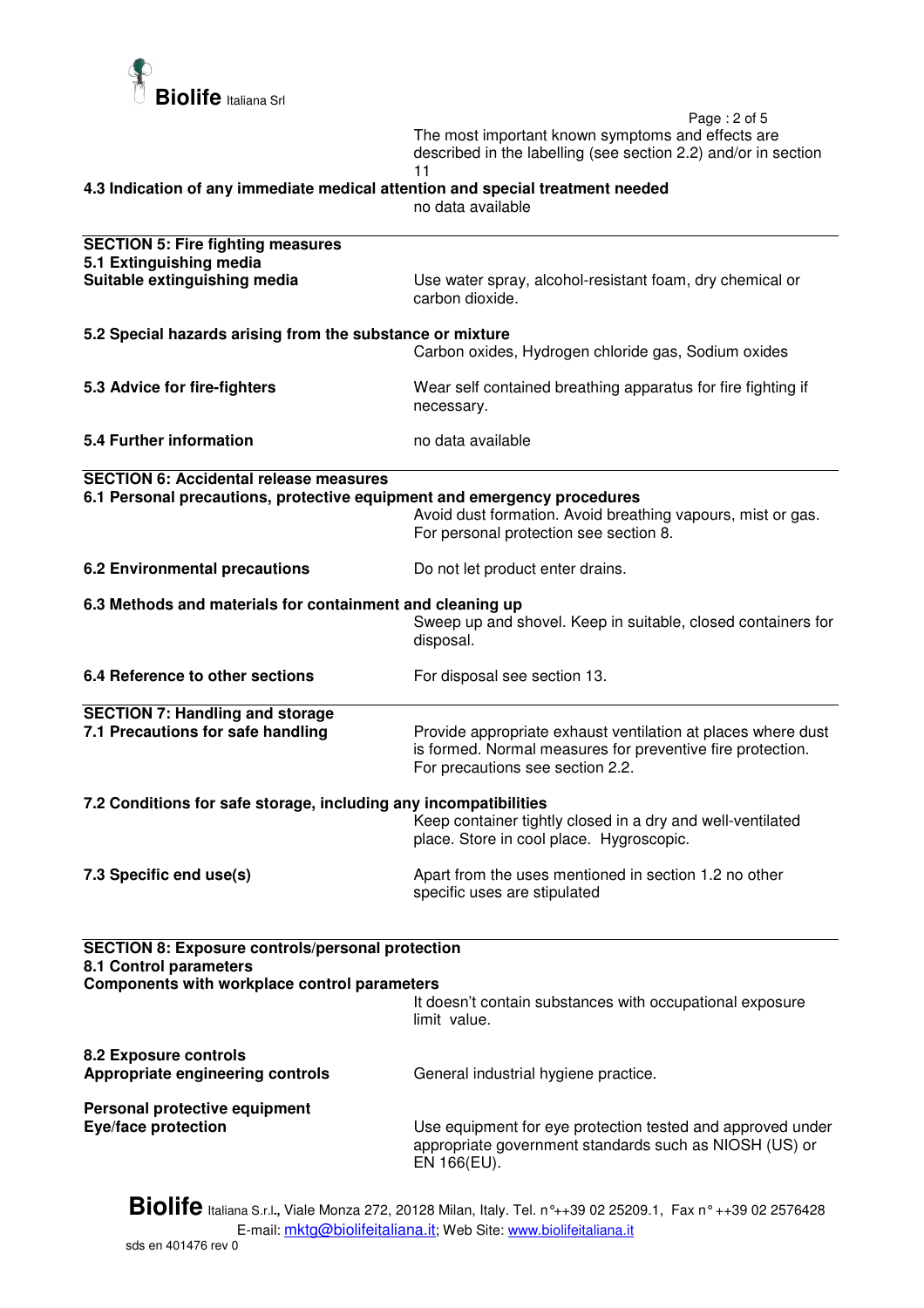The most important known symptoms and effects are described in the labelling (see section 2.2) and/or in section 11

**4.3 Indication of any immediate medical attention and special treatment needed**

no data available

## SECTION 5: Fire fighting measures

**5.1 Extinguishing media**

**Suitable extinguishing media**

Use water spray, alcohol-resistant foam, dry chemical or carbon dioxide.

**5.2 Special hazards arising from the substance or mixture**

Carbon oxides, Hydrogen chloride gas, Sodium oxides

**5.3 Advice for fire-fighters**

Wear self contained breathing apparatus for fire fighting if necessary.

**5.4 Further information**

no data available

## SECTION 6: Accidental release measures

**6.1 Personal precautions, protective equipment and emergency procedures**

Avoid dust formation. Avoid breathing vapours, mist or gas. For personal protection see section 8.

**6.2 Environmental precautions**

Do not let product enter drains.

**6.3 Methods and materials for containment and cleaning up**

Sweep up and shovel. Keep in suitable, closed containers for disposal.

**6.4 Reference to other sections**

For disposal see section 13.

## SECTION 7: Handling and storage

**7.1 Precautions for safe handling**

Provide appropriate exhaust ventilation at places where dust is formed. Normal measures for preventive fire protection. For precautions see section 2.2.

**7.2 Conditions for safe storage, including any incompatibilities**

Keep container tightly closed in a dry and well-ventilated place. Store in cool place. Hygroscopic.

**7.3 Specific end use(s)**

Apart from the uses mentioned in section 1.2 no other specific uses are stipulated

## SECTION 8: Exposure controls/personal protection

**8.1 Control parameters**

**Components with workplace control parameters**

It doesn't contain substances with occupational exposure limit value.

**8.2 Exposure controls**

**Appropriate engineering controls**

General industrial hygiene practice.

**Personal protective equipment**

**Eye/face protection**

Use equipment for eye protection tested and approved under appropriate government standards such as NIOSH (US) or EN 166(EU).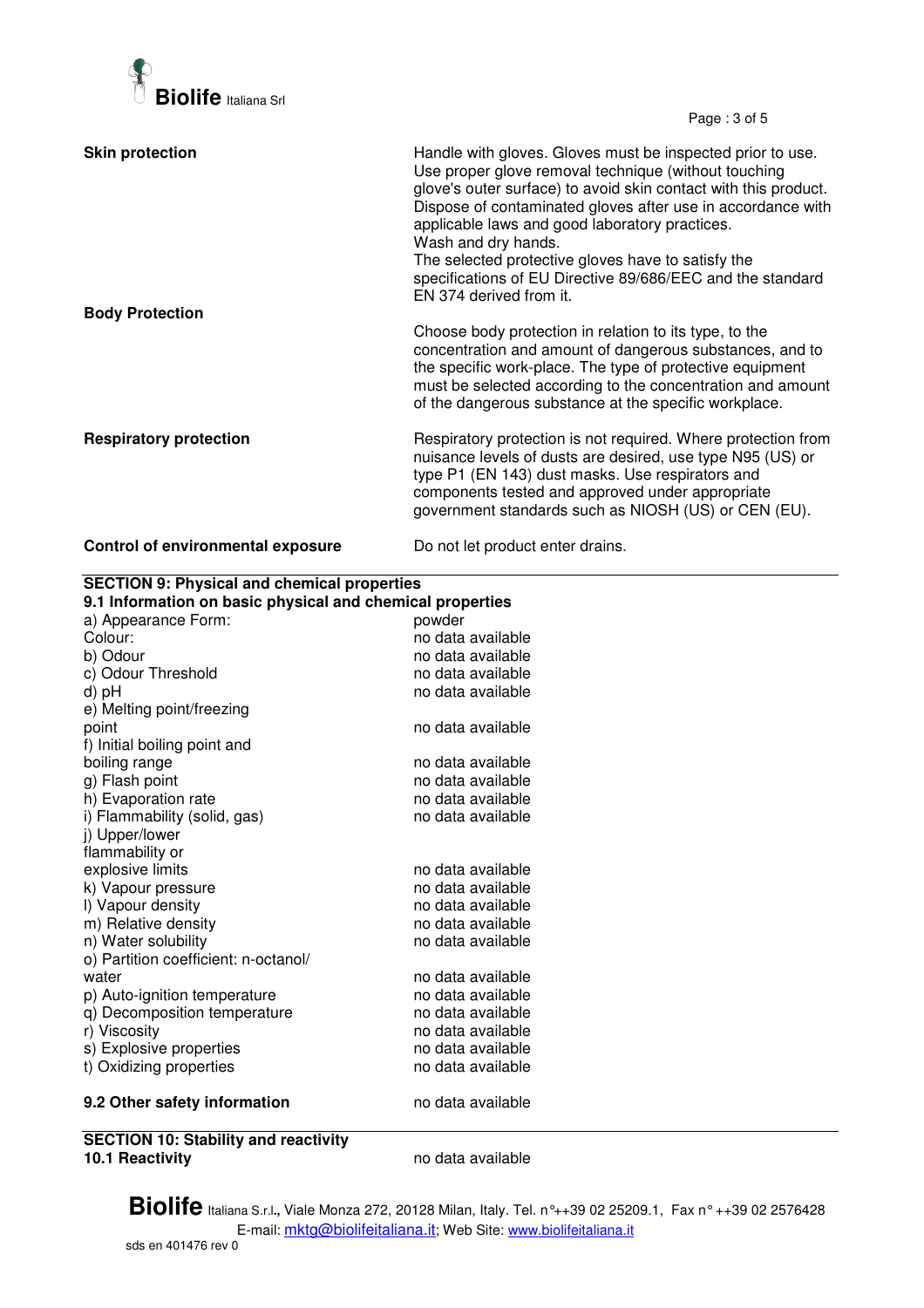| | |
|---|---|
| **Skin protection** | Handle with gloves. Gloves must be inspected prior to use. Use proper glove removal technique (without touching glove's outer surface) to avoid skin contact with this product. Dispose of contaminated gloves after use in accordance with applicable laws and good laboratory practices. Wash and dry hands. The selected protective gloves have to satisfy the specifications of EU Directive 89/686/EEC and the standard EN 374 derived from it. |
| **Body Protection** | Choose body protection in relation to its type, to the concentration and amount of dangerous substances, and to the specific work-place. The type of protective equipment must be selected according to the concentration and amount of the dangerous substance at the specific workplace. |
| **Respiratory protection** | Respiratory protection is not required. Where protection from nuisance levels of dusts are desired, use type N95 (US) or type P1 (EN 143) dust masks. Use respirators and components tested and approved under appropriate government standards such as NIOSH (US) or CEN (EU). |
| **Control of environmental exposure** | Do not let product enter drains. |

## SECTION 9: Physical and chemical properties

### 9.1 Information on basic physical and chemical properties

| | |
|---|---|
| a) Appearance Form: | powder |
| Colour: | no data available |
| b) Odour | no data available |
| c) Odour Threshold | no data available |
| d) pH | no data available |
| e) Melting point/freezing point | no data available |
| f) Initial boiling point and boiling range | no data available |
| g) Flash point | no data available |
| h) Evaporation rate | no data available |
| i) Flammability (solid, gas) | no data available |
| j) Upper/lower flammability or explosive limits | no data available |
| k) Vapour pressure | no data available |
| l) Vapour density | no data available |
| m) Relative density | no data available |
| n) Water solubility | no data available |
| o) Partition coefficient: n-octanol/ water | no data available |
| p) Auto-ignition temperature | no data available |
| q) Decomposition temperature | no data available |
| r) Viscosity | no data available |
| s) Explosive properties | no data available |
| t) Oxidizing properties | no data available |

**9.2 Other safety information** — no data available

## SECTION 10: Stability and reactivity

**10.1 Reactivity** — no data available

**Biolife** Italiana S.r.l**.**, Viale Monza 272, 20128 Milan, Italy. Tel. n°++39 02 25209.1, Fax n° ++39 02 2576428
E-mail: mktg@biolifeitaliana.it; Web Site: www.biolifeitaliana.it
sds en 401476 rev 0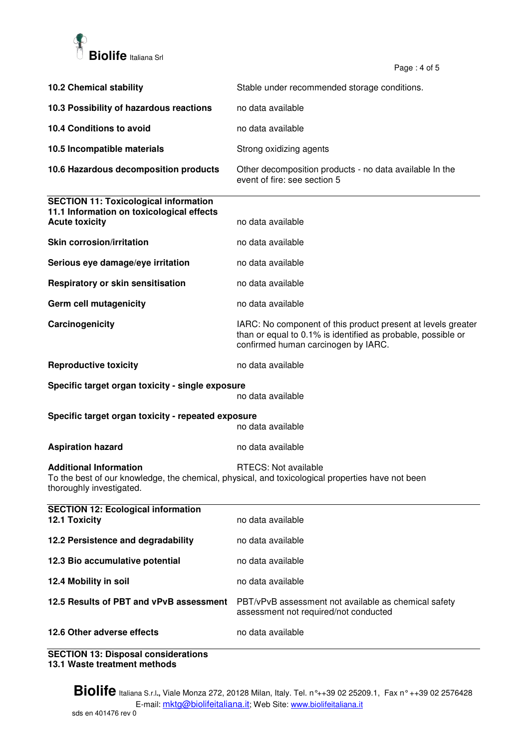| | |
|---|---|
| **10.2 Chemical stability** | Stable under recommended storage conditions. |
| **10.3 Possibility of hazardous reactions** | no data available |
| **10.4 Conditions to avoid** | no data available |
| **10.5 Incompatible materials** | Strong oxidizing agents |
| **10.6 Hazardous decomposition products** | Other decomposition products - no data available In the event of fire: see section 5 |

## SECTION 11: Toxicological information

### 11.1 Information on toxicological effects

| | |
|---|---|
| **Acute toxicity** | no data available |
| **Skin corrosion/irritation** | no data available |
| **Serious eye damage/eye irritation** | no data available |
| **Respiratory or skin sensitisation** | no data available |
| **Germ cell mutagenicity** | no data available |
| **Carcinogenicity** | IARC: No component of this product present at levels greater than or equal to 0.1% is identified as probable, possible or confirmed human carcinogen by IARC. |
| **Reproductive toxicity** | no data available |
| **Specific target organ toxicity - single exposure** | no data available |
| **Specific target organ toxicity - repeated exposure** | no data available |
| **Aspiration hazard** | no data available |
| **Additional Information** | RTECS: Not available |

To the best of our knowledge, the chemical, physical, and toxicological properties have not been thoroughly investigated.

## SECTION 12: Ecological information

| | |
|---|---|
| **12.1 Toxicity** | no data available |
| **12.2 Persistence and degradability** | no data available |
| **12.3 Bio accumulative potential** | no data available |
| **12.4 Mobility in soil** | no data available |
| **12.5 Results of PBT and vPvB assessment** | PBT/vPvB assessment not available as chemical safety assessment not required/not conducted |
| **12.6 Other adverse effects** | no data available |

## SECTION 13: Disposal considerations

### 13.1 Waste treatment methods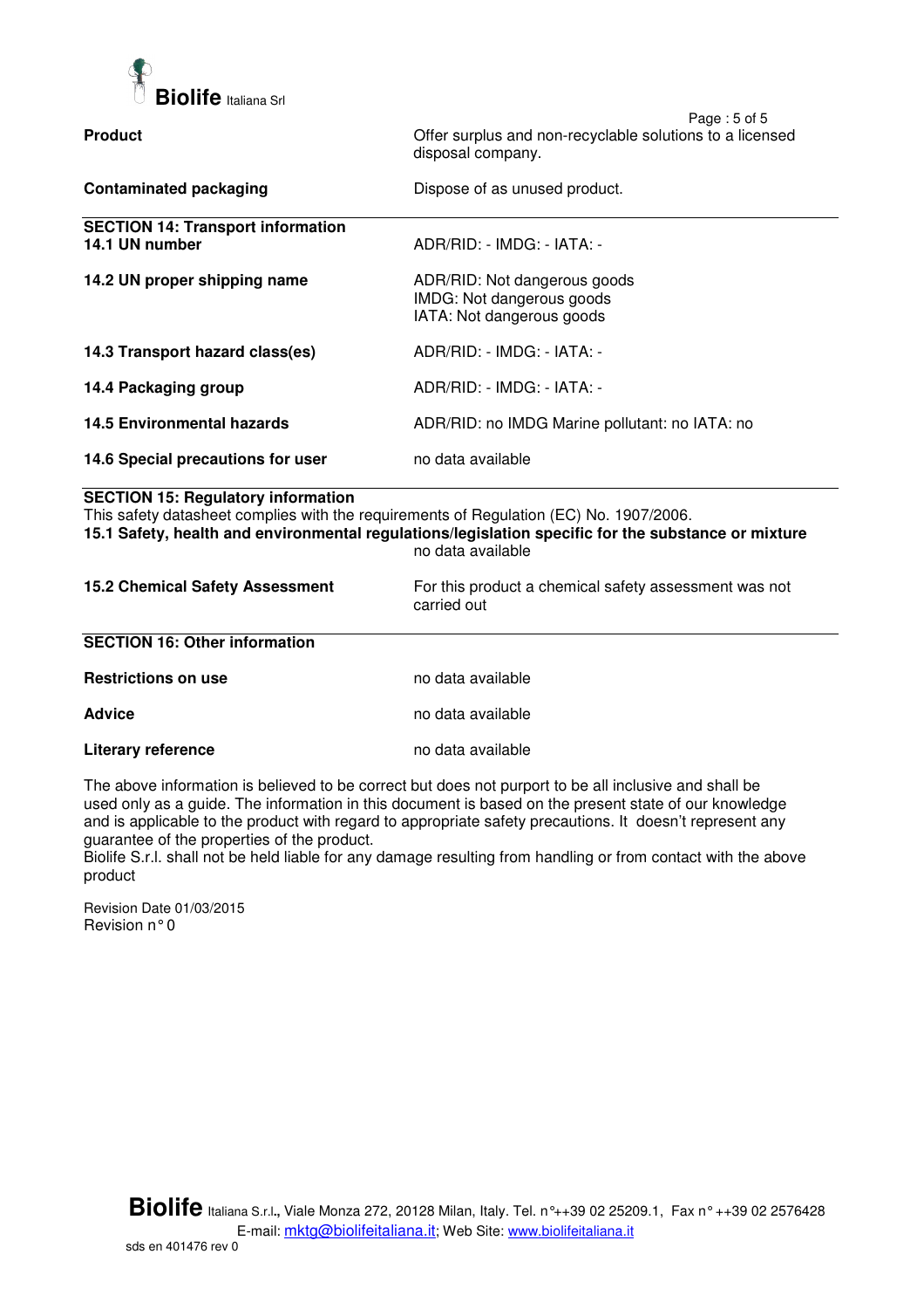| | |
|---|---|
| **Product** | Offer surplus and non-recyclable solutions to a licensed disposal company. |
| **Contaminated packaging** | Dispose of as unused product. |

## SECTION 14: Transport information

| | |
|---|---|
| **14.1 UN number** | ADR/RID: - IMDG: - IATA: - |
| **14.2 UN proper shipping name** | ADR/RID: Not dangerous goods<br>IMDG: Not dangerous goods<br>IATA: Not dangerous goods |
| **14.3 Transport hazard class(es)** | ADR/RID: - IMDG: - IATA: - |
| **14.4 Packaging group** | ADR/RID: - IMDG: - IATA: - |
| **14.5 Environmental hazards** | ADR/RID: no IMDG Marine pollutant: no IATA: no |
| **14.6 Special precautions for user** | no data available |

## SECTION 15: Regulatory information

This safety datasheet complies with the requirements of Regulation (EC) No. 1907/2006.

**15.1 Safety, health and environmental regulations/legislation specific for the substance or mixture**

no data available

| | |
|---|---|
| **15.2 Chemical Safety Assessment** | For this product a chemical safety assessment was not carried out |

## SECTION 16: Other information

| | |
|---|---|
| **Restrictions on use** | no data available |
| **Advice** | no data available |
| **Literary reference** | no data available |

The above information is believed to be correct but does not purport to be all inclusive and shall be used only as a guide. The information in this document is based on the present state of our knowledge and is applicable to the product with regard to appropriate safety precautions. It doesn't represent any guarantee of the properties of the product.
Biolife S.r.l. shall not be held liable for any damage resulting from handling or from contact with the above product

Revision Date 01/03/2015
Revision n° 0